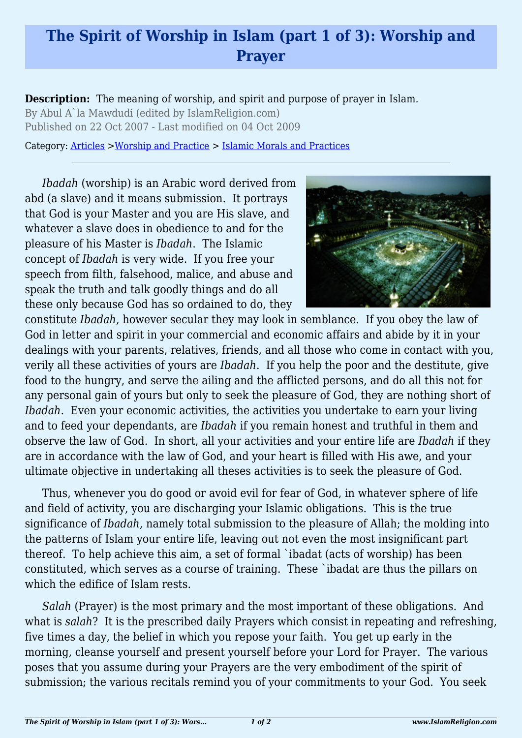# The Spirit of Worship in Islam (part 1 of 3): Worship and Prayer

**Description:** The meaning of worship, and spirit and purpose of prayer in Islam.

By Abul A`la Mawdudi (edited by IslamReligion.com)

Published on 22 Oct 2007 - Last modified on 04 Oct 2009

Category: Articles >Worship and Practice > Islamic Morals and Practices

---

*Ibadah* (worship) is an Arabic word derived from abd (a slave) and it means submission. It portrays that God is your Master and you are His slave, and whatever a slave does in obedience to and for the pleasure of his Master is *Ibadah*. The Islamic concept of *Ibadah* is very wide. If you free your speech from filth, falsehood, malice, and abuse and speak the truth and talk goodly things and do all these only because God has so ordained to do, they constitute *Ibadah*, however secular they may look in semblance. If you obey the law of God in letter and spirit in your commercial and economic affairs and abide by it in your dealings with your parents, relatives, friends, and all those who come in contact with you, verily all these activities of yours are *Ibadah*. If you help the poor and the destitute, give food to the hungry, and serve the ailing and the afflicted persons, and do all this not for any personal gain of yours but only to seek the pleasure of God, they are nothing short of *Ibadah*. Even your economic activities, the activities you undertake to earn your living and to feed your dependants, are *Ibadah* if you remain honest and truthful in them and observe the law of God. In short, all your activities and your entire life are *Ibadah* if they are in accordance with the law of God, and your heart is filled with His awe, and your ultimate objective in undertaking all theses activities is to seek the pleasure of God.

Thus, whenever you do good or avoid evil for fear of God, in whatever sphere of life and field of activity, you are discharging your Islamic obligations. This is the true significance of *Ibadah*, namely total submission to the pleasure of Allah; the molding into the patterns of Islam your entire life, leaving out not even the most insignificant part thereof. To help achieve this aim, a set of formal `ibadat (acts of worship) has been constituted, which serves as a course of training. These `ibadat are thus the pillars on which the edifice of Islam rests.

*Salah* (Prayer) is the most primary and the most important of these obligations. And what is *salah*? It is the prescribed daily Prayers which consist in repeating and refreshing, five times a day, the belief in which you repose your faith. You get up early in the morning, cleanse yourself and present yourself before your Lord for Prayer. The various poses that you assume during your Prayers are the very embodiment of the spirit of submission; the various recitals remind you of your commitments to your God. You seek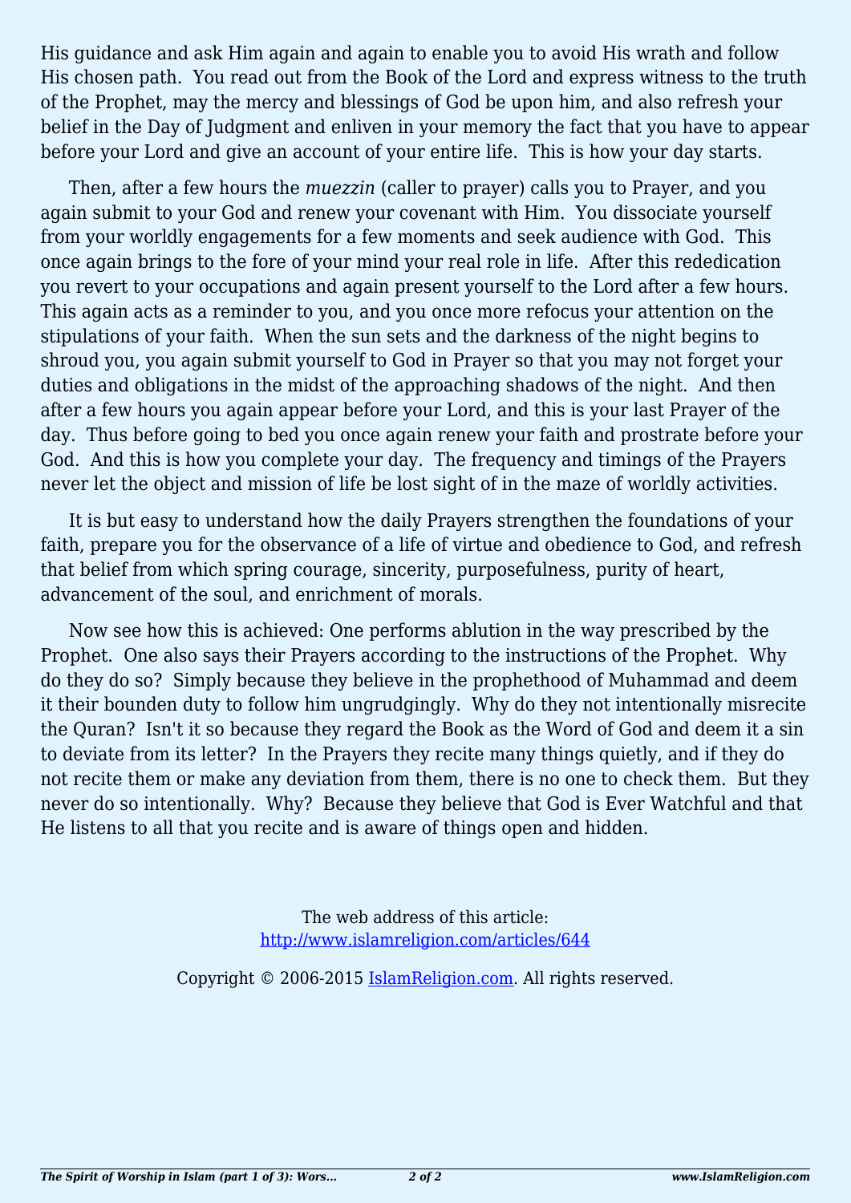His guidance and ask Him again and again to enable you to avoid His wrath and follow His chosen path.  You read out from the Book of the Lord and express witness to the truth of the Prophet, may the mercy and blessings of God be upon him, and also refresh your belief in the Day of Judgment and enliven in your memory the fact that you have to appear before your Lord and give an account of your entire life.  This is how your day starts.

Then, after a few hours the *muezzin* (caller to prayer) calls you to Prayer, and you again submit to your God and renew your covenant with Him.  You dissociate yourself from your worldly engagements for a few moments and seek audience with God.  This once again brings to the fore of your mind your real role in life.  After this rededication you revert to your occupations and again present yourself to the Lord after a few hours.  This again acts as a reminder to you, and you once more refocus your attention on the stipulations of your faith.  When the sun sets and the darkness of the night begins to shroud you, you again submit yourself to God in Prayer so that you may not forget your duties and obligations in the midst of the approaching shadows of the night.  And then after a few hours you again appear before your Lord, and this is your last Prayer of the day.  Thus before going to bed you once again renew your faith and prostrate before your God.  And this is how you complete your day.  The frequency and timings of the Prayers never let the object and mission of life be lost sight of in the maze of worldly activities.

It is but easy to understand how the daily Prayers strengthen the foundations of your faith, prepare you for the observance of a life of virtue and obedience to God, and refresh that belief from which spring courage, sincerity, purposefulness, purity of heart, advancement of the soul, and enrichment of morals.

Now see how this is achieved: One performs ablution in the way prescribed by the Prophet.  One also says their Prayers according to the instructions of the Prophet.  Why do they do so?  Simply because they believe in the prophethood of Muhammad and deem it their bounden duty to follow him ungrudgingly.  Why do they not intentionally misrecite the Quran?  Isn't it so because they regard the Book as the Word of God and deem it a sin to deviate from its letter?  In the Prayers they recite many things quietly, and if they do not recite them or make any deviation from them, there is no one to check them.  But they never do so intentionally.  Why?  Because they believe that God is Ever Watchful and that He listens to all that you recite and is aware of things open and hidden.

The web address of this article:
http://www.islamreligion.com/articles/644

Copyright © 2006-2015 IslamReligion.com. All rights reserved.